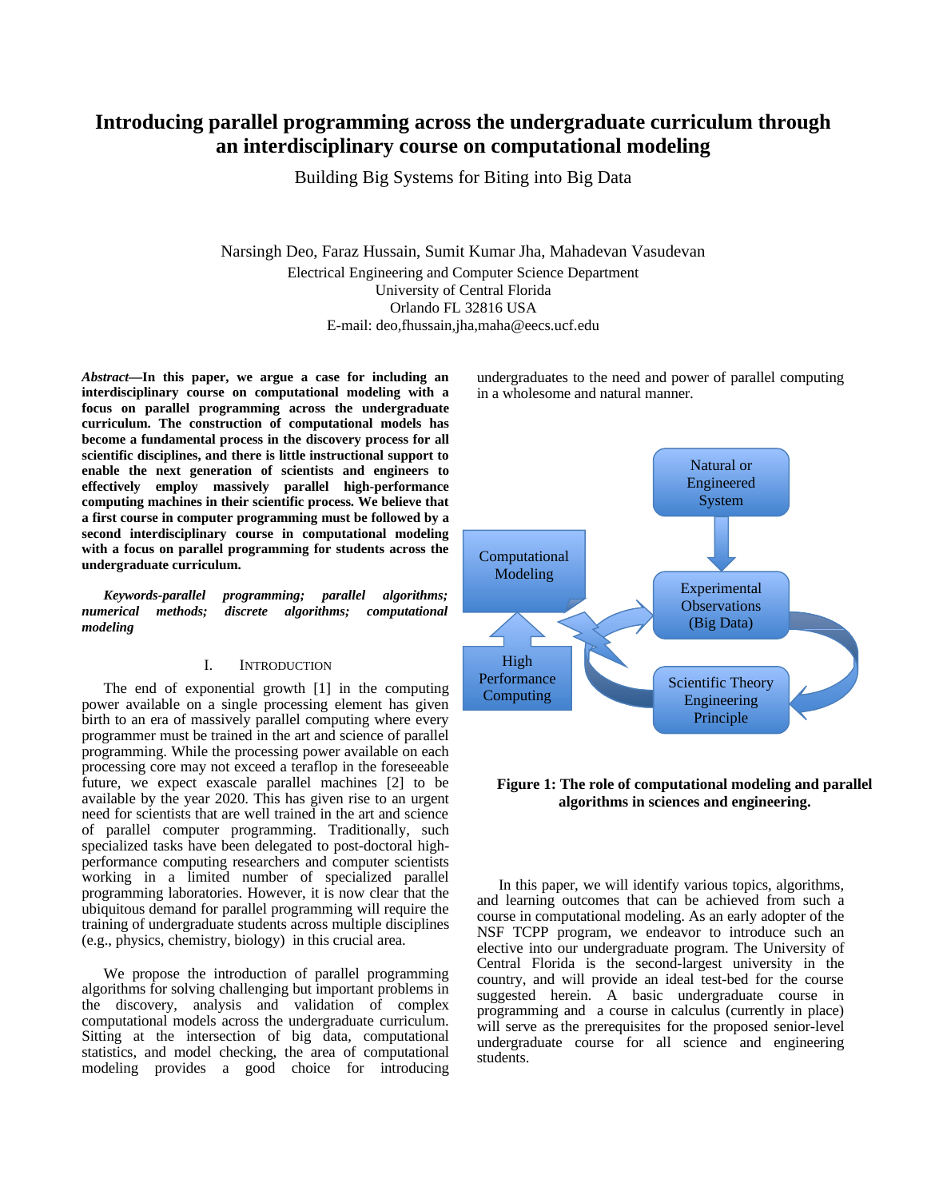# Introducing parallel programming across the undergraduate curriculum through an interdisciplinary course on computational modeling

Building Big Systems for Biting into Big Data

Narsingh Deo, Faraz Hussain, Sumit Kumar Jha, Mahadevan Vasudevan

Electrical Engineering and Computer Science Department
University of Central Florida
Orlando FL 32816 USA
E-mail: deo,fhussain,jha,maha@eecs.ucf.edu

***Abstract*—In this paper, we argue a case for including an interdisciplinary course on computational modeling with a focus on parallel programming across the undergraduate curriculum. The construction of computational models has become a fundamental process in the discovery process for all scientific disciplines, and there is little instructional support to enable the next generation of scientists and engineers to effectively employ massively parallel high-performance computing machines in their scientific process. We believe that a first course in computer programming must be followed by a second interdisciplinary course in computational modeling with a focus on parallel programming for students across the undergraduate curriculum.**

***Keywords-parallel programming; parallel algorithms; numerical methods; discrete algorithms; computational modeling***

## I. Introduction

The end of exponential growth [1] in the computing power available on a single processing element has given birth to an era of massively parallel computing where every programmer must be trained in the art and science of parallel programming. While the processing power available on each processing core may not exceed a teraflop in the foreseeable future, we expect exascale parallel machines [2] to be available by the year 2020. This has given rise to an urgent need for scientists that are well trained in the art and science of parallel computer programming. Traditionally, such specialized tasks have been delegated to post-doctoral high-performance computing researchers and computer scientists working in a limited number of specialized parallel programming laboratories. However, it is now clear that the ubiquitous demand for parallel programming will require the training of undergraduate students across multiple disciplines (e.g., physics, chemistry, biology) in this crucial area.

We propose the introduction of parallel programming algorithms for solving challenging but important problems in the discovery, analysis and validation of complex computational models across the undergraduate curriculum. Sitting at the intersection of big data, computational statistics, and model checking, the area of computational modeling provides a good choice for introducing undergraduates to the need and power of parallel computing in a wholesome and natural manner.

**Figure 1: The role of computational modeling and parallel algorithms in sciences and engineering.**

In this paper, we will identify various topics, algorithms, and learning outcomes that can be achieved from such a course in computational modeling. As an early adopter of the NSF TCPP program, we endeavor to introduce such an elective into our undergraduate program. The University of Central Florida is the second-largest university in the country, and will provide an ideal test-bed for the course suggested herein. A basic undergraduate course in programming and a course in calculus (currently in place) will serve as the prerequisites for the proposed senior-level undergraduate course for all science and engineering students.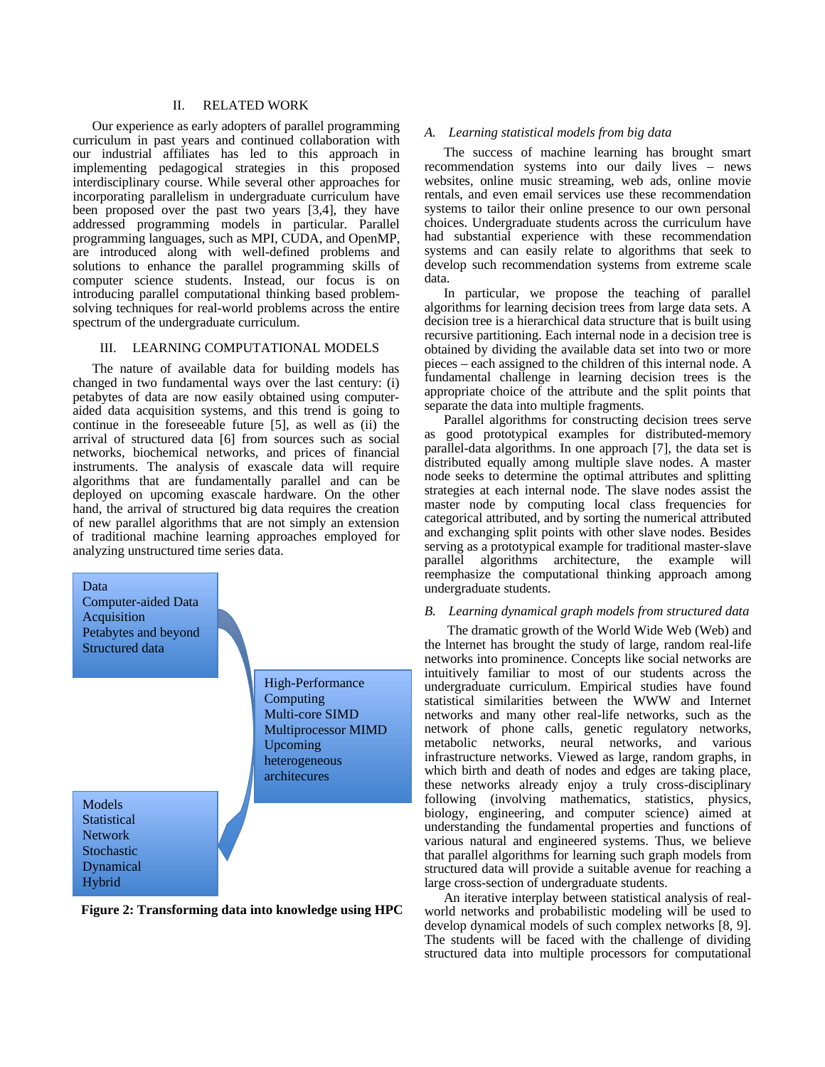## II. RELATED WORK

Our experience as early adopters of parallel programming curriculum in past years and continued collaboration with our industrial affiliates has led to this approach in implementing pedagogical strategies in this proposed interdisciplinary course. While several other approaches for incorporating parallelism in undergraduate curriculum have been proposed over the past two years [3,4], they have addressed programming models in particular. Parallel programming languages, such as MPI, CUDA, and OpenMP, are introduced along with well-defined problems and solutions to enhance the parallel programming skills of computer science students. Instead, our focus is on introducing parallel computational thinking based problem-solving techniques for real-world problems across the entire spectrum of the undergraduate curriculum.

## III. LEARNING COMPUTATIONAL MODELS

The nature of available data for building models has changed in two fundamental ways over the last century: (i) petabytes of data are now easily obtained using computer-aided data acquisition systems, and this trend is going to continue in the foreseeable future [5], as well as (ii) the arrival of structured data [6] from sources such as social networks, biochemical networks, and prices of financial instruments. The analysis of exascale data will require algorithms that are fundamentally parallel and can be deployed on upcoming exascale hardware. On the other hand, the arrival of structured big data requires the creation of new parallel algorithms that are not simply an extension of traditional machine learning approaches employed for analyzing unstructured time series data.

Data
Computer-aided Data Acquisition
Petabytes and beyond
Structured data

High-Performance Computing
Multi-core SIMD
Multiprocessor MIMD
Upcoming heterogeneous architecures

Models
Statistical
Network
Stochastic
Dynamical
Hybrid

**Figure 2: Transforming data into knowledge using HPC**

### A. *Learning statistical models from big data*

The success of machine learning has brought smart recommendation systems into our daily lives – news websites, online music streaming, web ads, online movie rentals, and even email services use these recommendation systems to tailor their online presence to our own personal choices. Undergraduate students across the curriculum have had substantial experience with these recommendation systems and can easily relate to algorithms that seek to develop such recommendation systems from extreme scale data.

In particular, we propose the teaching of parallel algorithms for learning decision trees from large data sets. A decision tree is a hierarchical data structure that is built using recursive partitioning. Each internal node in a decision tree is obtained by dividing the available data set into two or more pieces – each assigned to the children of this internal node. A fundamental challenge in learning decision trees is the appropriate choice of the attribute and the split points that separate the data into multiple fragments.

Parallel algorithms for constructing decision trees serve as good prototypical examples for distributed-memory parallel-data algorithms. In one approach [7], the data set is distributed equally among multiple slave nodes. A master node seeks to determine the optimal attributes and splitting strategies at each internal node. The slave nodes assist the master node by computing local class frequencies for categorical attributed, and by sorting the numerical attributed and exchanging split points with other slave nodes. Besides serving as a prototypical example for traditional master-slave parallel algorithms architecture, the example will reemphasize the computational thinking approach among undergraduate students.

### B. *Learning dynamical graph models from structured data*

The dramatic growth of the World Wide Web (Web) and the Internet has brought the study of large, random real-life networks into prominence. Concepts like social networks are intuitively familiar to most of our students across the undergraduate curriculum. Empirical studies have found statistical similarities between the WWW and Internet networks and many other real-life networks, such as the network of phone calls, genetic regulatory networks, metabolic networks, neural networks, and various infrastructure networks. Viewed as large, random graphs, in which birth and death of nodes and edges are taking place, these networks already enjoy a truly cross-disciplinary following (involving mathematics, statistics, physics, biology, engineering, and computer science) aimed at understanding the fundamental properties and functions of various natural and engineered systems. Thus, we believe that parallel algorithms for learning such graph models from structured data will provide a suitable avenue for reaching a large cross-section of undergraduate students.

An iterative interplay between statistical analysis of real-world networks and probabilistic modeling will be used to develop dynamical models of such complex networks [8, 9]. The students will be faced with the challenge of dividing structured data into multiple processors for computational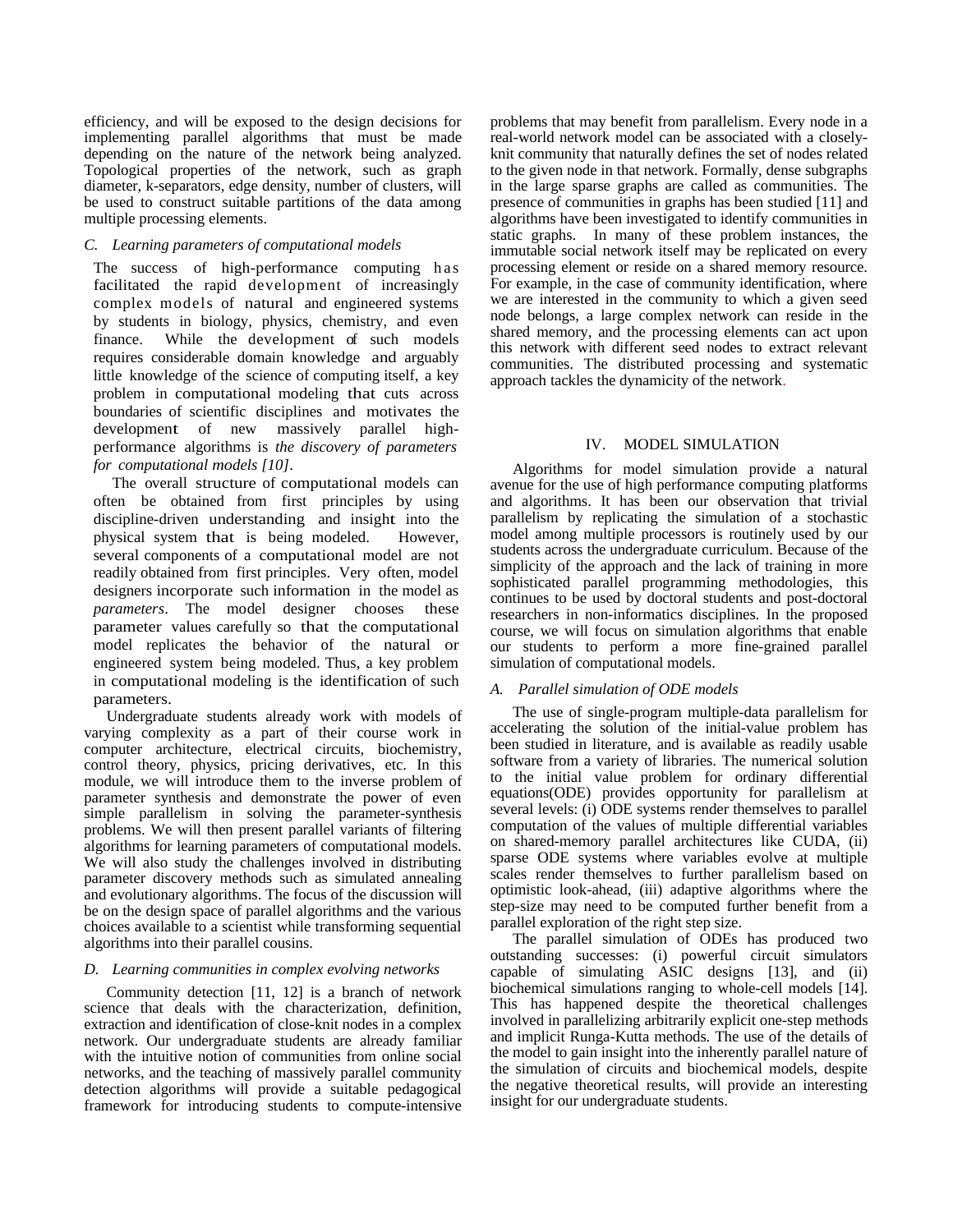efficiency, and will be exposed to the design decisions for implementing parallel algorithms that must be made depending on the nature of the network being analyzed. Topological properties of the network, such as graph diameter, k-separators, edge density, number of clusters, will be used to construct suitable partitions of the data among multiple processing elements.

### C. Learning parameters of computational models

The success of high-performance computing has facilitated the rapid development of increasingly complex models of natural and engineered systems by students in biology, physics, chemistry, and even finance. While the development of such models requires considerable domain knowledge and arguably little knowledge of the science of computing itself, a key problem in computational modeling that cuts across boundaries of scientific disciplines and motivates the development of new massively parallel high-performance algorithms is *the discovery of parameters for computational models [10]*.

The overall structure of computational models can often be obtained from first principles by using discipline-driven understanding and insight into the physical system that is being modeled. However, several components of a computational model are not readily obtained from first principles. Very often, model designers incorporate such information in the model as *parameters*. The model designer chooses these parameter values carefully so that the computational model replicates the behavior of the natural or engineered system being modeled. Thus, a key problem in computational modeling is the identification of such parameters.

Undergraduate students already work with models of varying complexity as a part of their course work in computer architecture, electrical circuits, biochemistry, control theory, physics, pricing derivatives, etc. In this module, we will introduce them to the inverse problem of parameter synthesis and demonstrate the power of even simple parallelism in solving the parameter-synthesis problems. We will then present parallel variants of filtering algorithms for learning parameters of computational models. We will also study the challenges involved in distributing parameter discovery methods such as simulated annealing and evolutionary algorithms. The focus of the discussion will be on the design space of parallel algorithms and the various choices available to a scientist while transforming sequential algorithms into their parallel cousins.

### D. Learning communities in complex evolving networks

Community detection [11, 12] is a branch of network science that deals with the characterization, definition, extraction and identification of close-knit nodes in a complex network. Our undergraduate students are already familiar with the intuitive notion of communities from online social networks, and the teaching of massively parallel community detection algorithms will provide a suitable pedagogical framework for introducing students to compute-intensive problems that may benefit from parallelism. Every node in a real-world network model can be associated with a closely-knit community that naturally defines the set of nodes related to the given node in that network. Formally, dense subgraphs in the large sparse graphs are called as communities. The presence of communities in graphs has been studied [11] and algorithms have been investigated to identify communities in static graphs. In many of these problem instances, the immutable social network itself may be replicated on every processing element or reside on a shared memory resource. For example, in the case of community identification, where we are interested in the community to which a given seed node belongs, a large complex network can reside in the shared memory, and the processing elements can act upon this network with different seed nodes to extract relevant communities. The distributed processing and systematic approach tackles the dynamicity of the network.

## IV. MODEL SIMULATION

Algorithms for model simulation provide a natural avenue for the use of high performance computing platforms and algorithms. It has been our observation that trivial parallelism by replicating the simulation of a stochastic model among multiple processors is routinely used by our students across the undergraduate curriculum. Because of the simplicity of the approach and the lack of training in more sophisticated parallel programming methodologies, this continues to be used by doctoral students and post-doctoral researchers in non-informatics disciplines. In the proposed course, we will focus on simulation algorithms that enable our students to perform a more fine-grained parallel simulation of computational models.

### A. Parallel simulation of ODE models

The use of single-program multiple-data parallelism for accelerating the solution of the initial-value problem has been studied in literature, and is available as readily usable software from a variety of libraries. The numerical solution to the initial value problem for ordinary differential equations(ODE) provides opportunity for parallelism at several levels: (i) ODE systems render themselves to parallel computation of the values of multiple differential variables on shared-memory parallel architectures like CUDA, (ii) sparse ODE systems where variables evolve at multiple scales render themselves to further parallelism based on optimistic look-ahead, (iii) adaptive algorithms where the step-size may need to be computed further benefit from a parallel exploration of the right step size.

The parallel simulation of ODEs has produced two outstanding successes: (i) powerful circuit simulators capable of simulating ASIC designs [13], and (ii) biochemical simulations ranging to whole-cell models [14]. This has happened despite the theoretical challenges involved in parallelizing arbitrarily explicit one-step methods and implicit Runga-Kutta methods. The use of the details of the model to gain insight into the inherently parallel nature of the simulation of circuits and biochemical models, despite the negative theoretical results, will provide an interesting insight for our undergraduate students.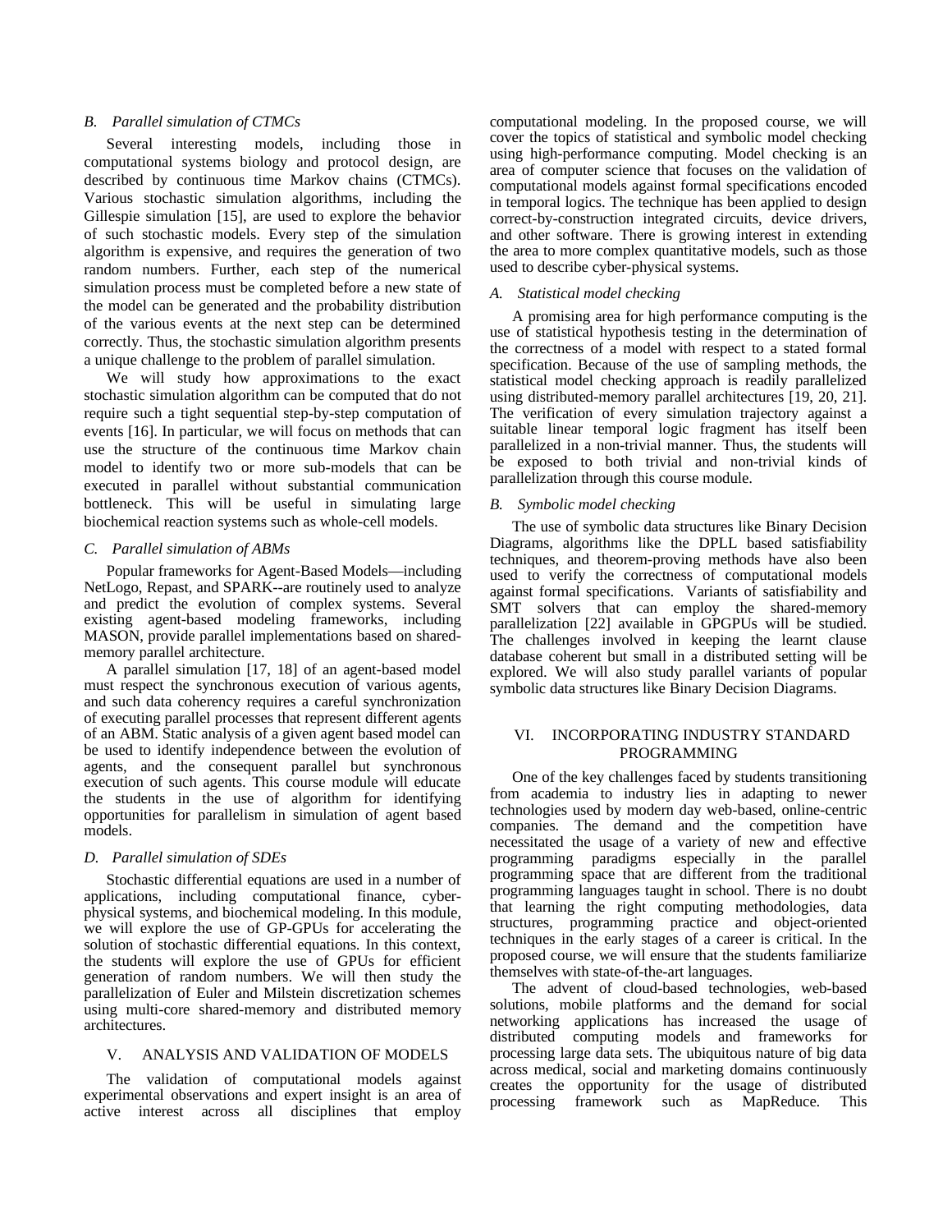### B. Parallel simulation of CTMCs

Several interesting models, including those in computational systems biology and protocol design, are described by continuous time Markov chains (CTMCs). Various stochastic simulation algorithms, including the Gillespie simulation [15], are used to explore the behavior of such stochastic models. Every step of the simulation algorithm is expensive, and requires the generation of two random numbers. Further, each step of the numerical simulation process must be completed before a new state of the model can be generated and the probability distribution of the various events at the next step can be determined correctly. Thus, the stochastic simulation algorithm presents a unique challenge to the problem of parallel simulation.

We will study how approximations to the exact stochastic simulation algorithm can be computed that do not require such a tight sequential step-by-step computation of events [16]. In particular, we will focus on methods that can use the structure of the continuous time Markov chain model to identify two or more sub-models that can be executed in parallel without substantial communication bottleneck. This will be useful in simulating large biochemical reaction systems such as whole-cell models.

### C. Parallel simulation of ABMs

Popular frameworks for Agent-Based Models—including NetLogo, Repast, and SPARK--are routinely used to analyze and predict the evolution of complex systems. Several existing agent-based modeling frameworks, including MASON, provide parallel implementations based on shared-memory parallel architecture.

A parallel simulation [17, 18] of an agent-based model must respect the synchronous execution of various agents, and such data coherency requires a careful synchronization of executing parallel processes that represent different agents of an ABM. Static analysis of a given agent based model can be used to identify independence between the evolution of agents, and the consequent parallel but synchronous execution of such agents. This course module will educate the students in the use of algorithm for identifying opportunities for parallelism in simulation of agent based models.

### D. Parallel simulation of SDEs

Stochastic differential equations are used in a number of applications, including computational finance, cyber-physical systems, and biochemical modeling. In this module, we will explore the use of GP-GPUs for accelerating the solution of stochastic differential equations. In this context, the students will explore the use of GPUs for efficient generation of random numbers. We will then study the parallelization of Euler and Milstein discretization schemes using multi-core shared-memory and distributed memory architectures.

## V. ANALYSIS AND VALIDATION OF MODELS

The validation of computational models against experimental observations and expert insight is an area of active interest across all disciplines that employ computational modeling. In the proposed course, we will cover the topics of statistical and symbolic model checking using high-performance computing. Model checking is an area of computer science that focuses on the validation of computational models against formal specifications encoded in temporal logics. The technique has been applied to design correct-by-construction integrated circuits, device drivers, and other software. There is growing interest in extending the area to more complex quantitative models, such as those used to describe cyber-physical systems.

### A. Statistical model checking

A promising area for high performance computing is the use of statistical hypothesis testing in the determination of the correctness of a model with respect to a stated formal specification. Because of the use of sampling methods, the statistical model checking approach is readily parallelized using distributed-memory parallel architectures [19, 20, 21]. The verification of every simulation trajectory against a suitable linear temporal logic fragment has itself been parallelized in a non-trivial manner. Thus, the students will be exposed to both trivial and non-trivial kinds of parallelization through this course module.

### B. Symbolic model checking

The use of symbolic data structures like Binary Decision Diagrams, algorithms like the DPLL based satisfiability techniques, and theorem-proving methods have also been used to verify the correctness of computational models against formal specifications. Variants of satisfiability and SMT solvers that can employ the shared-memory parallelization [22] available in GPGPUs will be studied. The challenges involved in keeping the learnt clause database coherent but small in a distributed setting will be explored. We will also study parallel variants of popular symbolic data structures like Binary Decision Diagrams.

## VI. INCORPORATING INDUSTRY STANDARD PROGRAMMING

One of the key challenges faced by students transitioning from academia to industry lies in adapting to newer technologies used by modern day web-based, online-centric companies. The demand and the competition have necessitated the usage of a variety of new and effective programming paradigms especially in the parallel programming space that are different from the traditional programming languages taught in school. There is no doubt that learning the right computing methodologies, data structures, programming practice and object-oriented techniques in the early stages of a career is critical. In the proposed course, we will ensure that the students familiarize themselves with state-of-the-art languages.

The advent of cloud-based technologies, web-based solutions, mobile platforms and the demand for social networking applications has increased the usage of distributed computing models and frameworks for processing large data sets. The ubiquitous nature of big data across medical, social and marketing domains continuously creates the opportunity for the usage of distributed processing framework such as MapReduce. This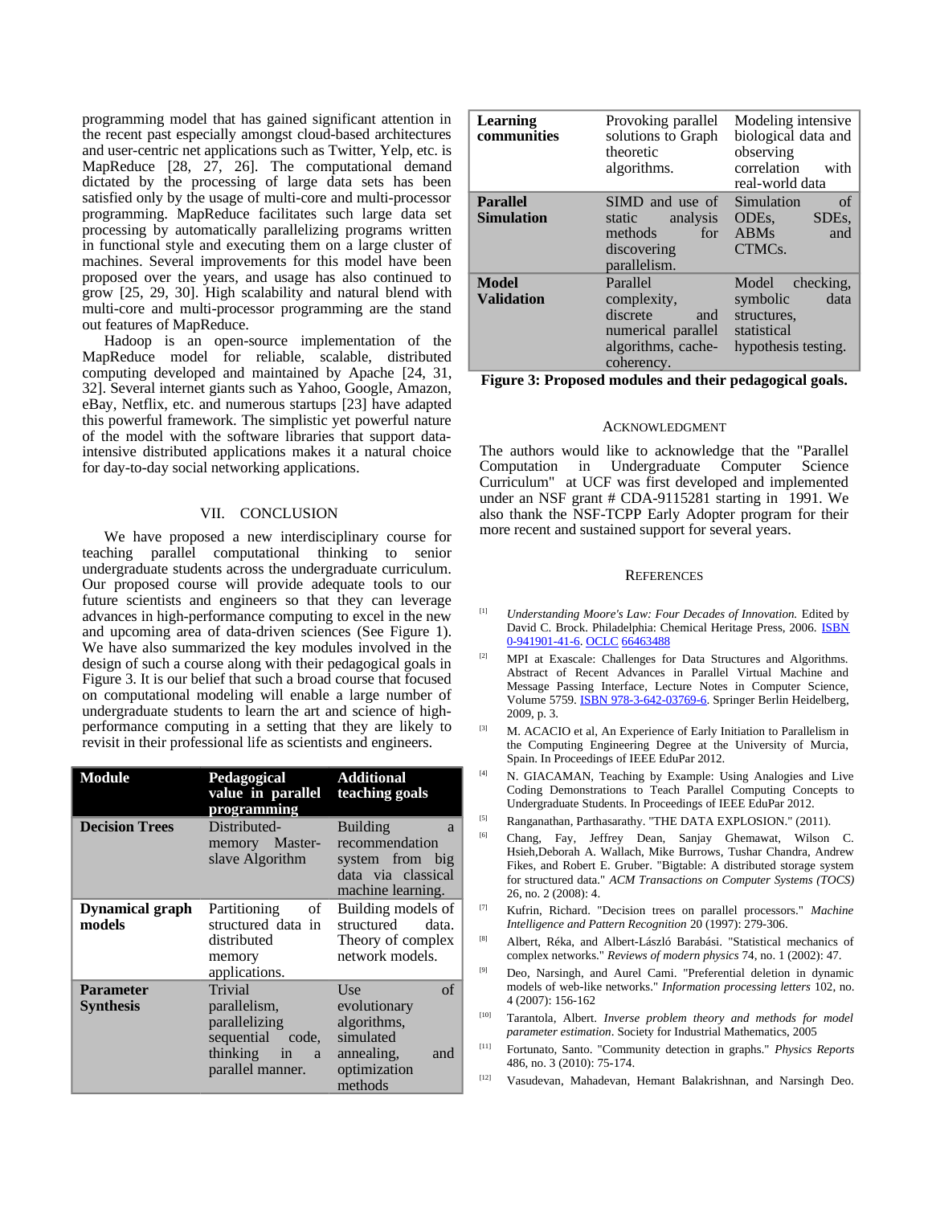programming model that has gained significant attention in the recent past especially amongst cloud-based architectures and user-centric net applications such as Twitter, Yelp, etc. is MapReduce [28, 27, 26]. The computational demand dictated by the processing of large data sets has been satisfied only by the usage of multi-core and multi-processor programming. MapReduce facilitates such large data set processing by automatically parallelizing programs written in functional style and executing them on a large cluster of machines. Several improvements for this model have been proposed over the years, and usage has also continued to grow [25, 29, 30]. High scalability and natural blend with multi-core and multi-processor programming are the stand out features of MapReduce.

Hadoop is an open-source implementation of the MapReduce model for reliable, scalable, distributed computing developed and maintained by Apache [24, 31, 32]. Several internet giants such as Yahoo, Google, Amazon, eBay, Netflix, etc. and numerous startups [23] have adapted this powerful framework. The simplistic yet powerful nature of the model with the software libraries that support data-intensive distributed applications makes it a natural choice for day-to-day social networking applications.

## VII. CONCLUSION

We have proposed a new interdisciplinary course for teaching parallel computational thinking to senior undergraduate students across the undergraduate curriculum. Our proposed course will provide adequate tools to our future scientists and engineers so that they can leverage advances in high-performance computing to excel in the new and upcoming area of data-driven sciences (See Figure 1). We have also summarized the key modules involved in the design of such a course along with their pedagogical goals in Figure 3. It is our belief that such a broad course that focused on computational modeling will enable a large number of undergraduate students to learn the art and science of high-performance computing in a setting that they are likely to revisit in their professional life as scientists and engineers.

| Module | Pedagogical value in parallel programming | Additional teaching goals |
|---|---|---|
| **Decision Trees** | Distributed-memory Master-slave Algorithm | Building a recommendation system from big data via classical machine learning. |
| **Dynamical graph models** | Partitioning of structured data in distributed memory applications. | Building models of structured data. Theory of complex network models. |
| **Parameter Synthesis** | Trivial parallelism, parallelizing sequential code, thinking in a parallel manner. | Use of evolutionary algorithms, simulated annealing, and optimization methods |
| **Learning communities** | Provoking parallel solutions to Graph theoretic algorithms. | Modeling intensive biological data and observing correlation with real-world data |
| **Parallel Simulation** | SIMD and use of static analysis methods for discovering parallelism. | Simulation of ODEs, SDEs, ABMs and CTMCs. |
| **Model Validation** | Parallel complexity, discrete and numerical parallel algorithms, cache-coherency. | Model checking, symbolic data structures, statistical hypothesis testing. |

**Figure 3: Proposed modules and their pedagogical goals.**

## ACKNOWLEDGMENT

The authors would like to acknowledge that the "Parallel Computation in Undergraduate Computer Science Curriculum" at UCF was first developed and implemented under an NSF grant # CDA-9115281 starting in 1991. We also thank the NSF-TCPP Early Adopter program for their more recent and sustained support for several years.

## REFERENCES

[1] *Understanding Moore's Law: Four Decades of Innovation.* Edited by David C. Brock. Philadelphia: Chemical Heritage Press, 2006. ISBN 0-941901-41-6. OCLC 66463488

[2] MPI at Exascale: Challenges for Data Structures and Algorithms. Abstract of Recent Advances in Parallel Virtual Machine and Message Passing Interface, Lecture Notes in Computer Science, Volume 5759. ISBN 978-3-642-03769-6. Springer Berlin Heidelberg, 2009, p. 3.

[3] M. ACACIO et al, An Experience of Early Initiation to Parallelism in the Computing Engineering Degree at the University of Murcia, Spain. In Proceedings of IEEE EduPar 2012.

[4] N. GIACAMAN, Teaching by Example: Using Analogies and Live Coding Demonstrations to Teach Parallel Computing Concepts to Undergraduate Students. In Proceedings of IEEE EduPar 2012.

[5] Ranganathan, Parthasarathy. "THE DATA EXPLOSION." (2011).

[6] Chang, Fay, Jeffrey Dean, Sanjay Ghemawat, Wilson C. Hsieh,Deborah A. Wallach, Mike Burrows, Tushar Chandra, Andrew Fikes, and Robert E. Gruber. "Bigtable: A distributed storage system for structured data." *ACM Transactions on Computer Systems (TOCS)* 26, no. 2 (2008): 4.

[7] Kufrin, Richard. "Decision trees on parallel processors." *Machine Intelligence and Pattern Recognition* 20 (1997): 279-306.

[8] Albert, Réka, and Albert-László Barabási. "Statistical mechanics of complex networks." *Reviews of modern physics* 74, no. 1 (2002): 47.

[9] Deo, Narsingh, and Aurel Cami. "Preferential deletion in dynamic models of web-like networks." *Information processing letters* 102, no. 4 (2007): 156-162

[10] Tarantola, Albert. *Inverse problem theory and methods for model parameter estimation*. Society for Industrial Mathematics, 2005

[11] Fortunato, Santo. "Community detection in graphs." *Physics Reports* 486, no. 3 (2010): 75-174.

[12] Vasudevan, Mahadevan, Hemant Balakrishnan, and Narsingh Deo.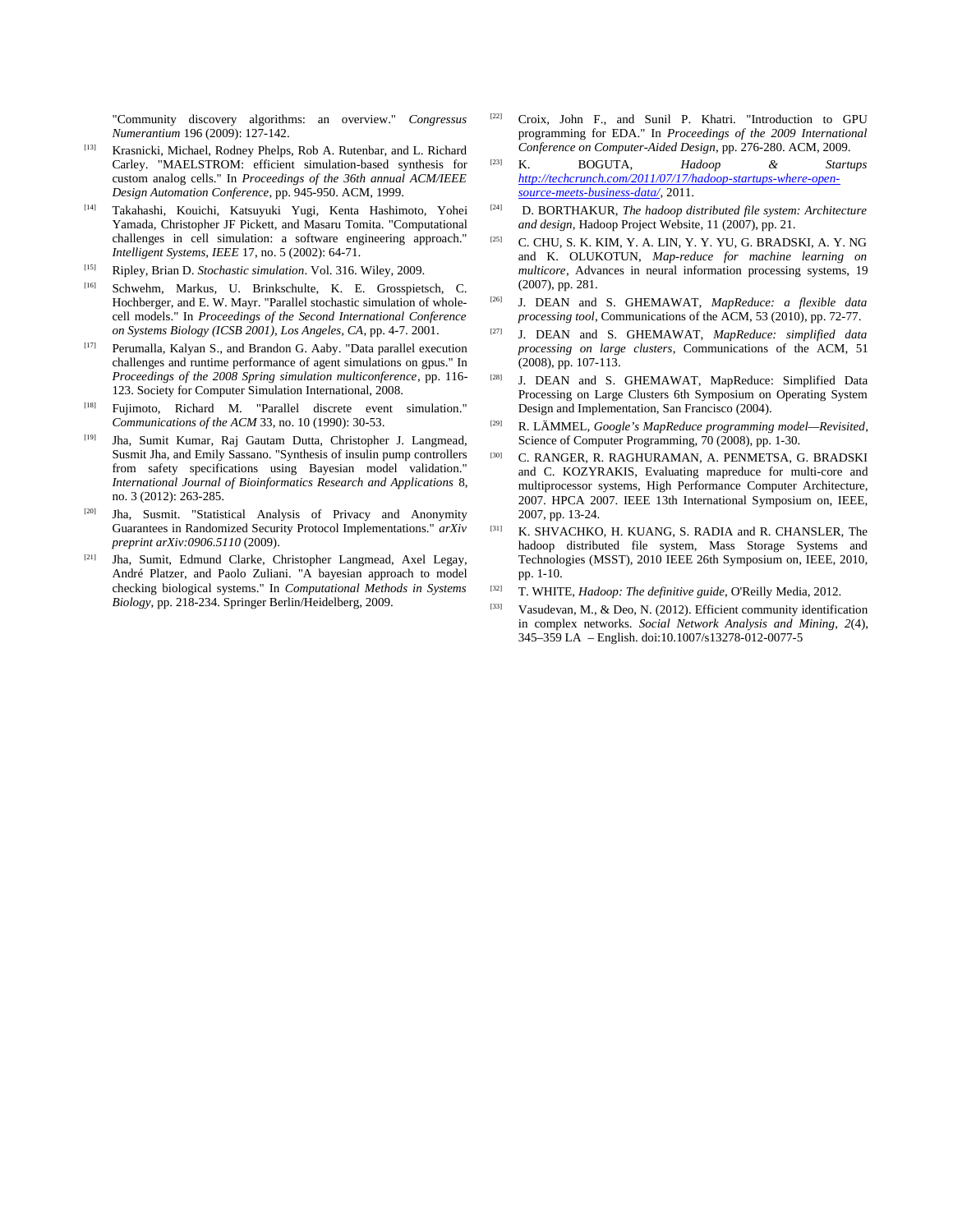"Community discovery algorithms: an overview." *Congressus Numerantium* 196 (2009): 127-142.

[13] Krasnicki, Michael, Rodney Phelps, Rob A. Rutenbar, and L. Richard Carley. "MAELSTROM: efficient simulation-based synthesis for custom analog cells." In *Proceedings of the 36th annual ACM/IEEE Design Automation Conference*, pp. 945-950. ACM, 1999.

[14] Takahashi, Kouichi, Katsuyuki Yugi, Kenta Hashimoto, Yohei Yamada, Christopher JF Pickett, and Masaru Tomita. "Computational challenges in cell simulation: a software engineering approach." *Intelligent Systems, IEEE* 17, no. 5 (2002): 64-71.

[15] Ripley, Brian D. *Stochastic simulation*. Vol. 316. Wiley, 2009.

[16] Schwehm, Markus, U. Brinkschulte, K. E. Grosspietsch, C. Hochberger, and E. W. Mayr. "Parallel stochastic simulation of whole-cell models." In *Proceedings of the Second International Conference on Systems Biology (ICSB 2001), Los Angeles, CA*, pp. 4-7. 2001.

[17] Perumalla, Kalyan S., and Brandon G. Aaby. "Data parallel execution challenges and runtime performance of agent simulations on gpus." In *Proceedings of the 2008 Spring simulation multiconference*, pp. 116-123. Society for Computer Simulation International, 2008.

[18] Fujimoto, Richard M. "Parallel discrete event simulation." *Communications of the ACM* 33, no. 10 (1990): 30-53.

[19] Jha, Sumit Kumar, Raj Gautam Dutta, Christopher J. Langmead, Susmit Jha, and Emily Sassano. "Synthesis of insulin pump controllers from safety specifications using Bayesian model validation." *International Journal of Bioinformatics Research and Applications* 8, no. 3 (2012): 263-285.

[20] Jha, Susmit. "Statistical Analysis of Privacy and Anonymity Guarantees in Randomized Security Protocol Implementations." *arXiv preprint arXiv:0906.5110* (2009).

[21] Jha, Sumit, Edmund Clarke, Christopher Langmead, Axel Legay, André Platzer, and Paolo Zuliani. "A bayesian approach to model checking biological systems." In *Computational Methods in Systems Biology*, pp. 218-234. Springer Berlin/Heidelberg, 2009.

[22] Croix, John F., and Sunil P. Khatri. "Introduction to GPU programming for EDA." In *Proceedings of the 2009 International Conference on Computer-Aided Design*, pp. 276-280. ACM, 2009.

[23] K. BOGUTA, *Hadoop & Startups* http://techcrunch.com/2011/07/17/hadoop-startups-where-open-source-meets-business-data/, 2011.

[24] D. BORTHAKUR, *The hadoop distributed file system: Architecture and design*, Hadoop Project Website, 11 (2007), pp. 21.

[25] C. CHU, S. K. KIM, Y. A. LIN, Y. Y. YU, G. BRADSKI, A. Y. NG and K. OLUKOTUN, *Map-reduce for machine learning on multicore*, Advances in neural information processing systems, 19 (2007), pp. 281.

[26] J. DEAN and S. GHEMAWAT, *MapReduce: a flexible data processing tool*, Communications of the ACM, 53 (2010), pp. 72-77.

[27] J. DEAN and S. GHEMAWAT, *MapReduce: simplified data processing on large clusters*, Communications of the ACM, 51 (2008), pp. 107-113.

[28] J. DEAN and S. GHEMAWAT, MapReduce: Simplified Data Processing on Large Clusters 6th Symposium on Operating System Design and Implementation, San Francisco (2004).

[29] R. LÄMMEL, *Google's MapReduce programming model—Revisited*, Science of Computer Programming, 70 (2008), pp. 1-30.

[30] C. RANGER, R. RAGHURAMAN, A. PENMETSA, G. BRADSKI and C. KOZYRAKIS, Evaluating mapreduce for multi-core and multiprocessor systems, High Performance Computer Architecture, 2007. HPCA 2007. IEEE 13th International Symposium on, IEEE, 2007, pp. 13-24.

[31] K. SHVACHKO, H. KUANG, S. RADIA and R. CHANSLER, The hadoop distributed file system, Mass Storage Systems and Technologies (MSST), 2010 IEEE 26th Symposium on, IEEE, 2010, pp. 1-10.

[32] T. WHITE, *Hadoop: The definitive guide*, O'Reilly Media, 2012.

[33] Vasudevan, M., & Deo, N. (2012). Efficient community identification in complex networks. *Social Network Analysis and Mining*, *2*(4), 345–359 LA – English. doi:10.1007/s13278-012-0077-5